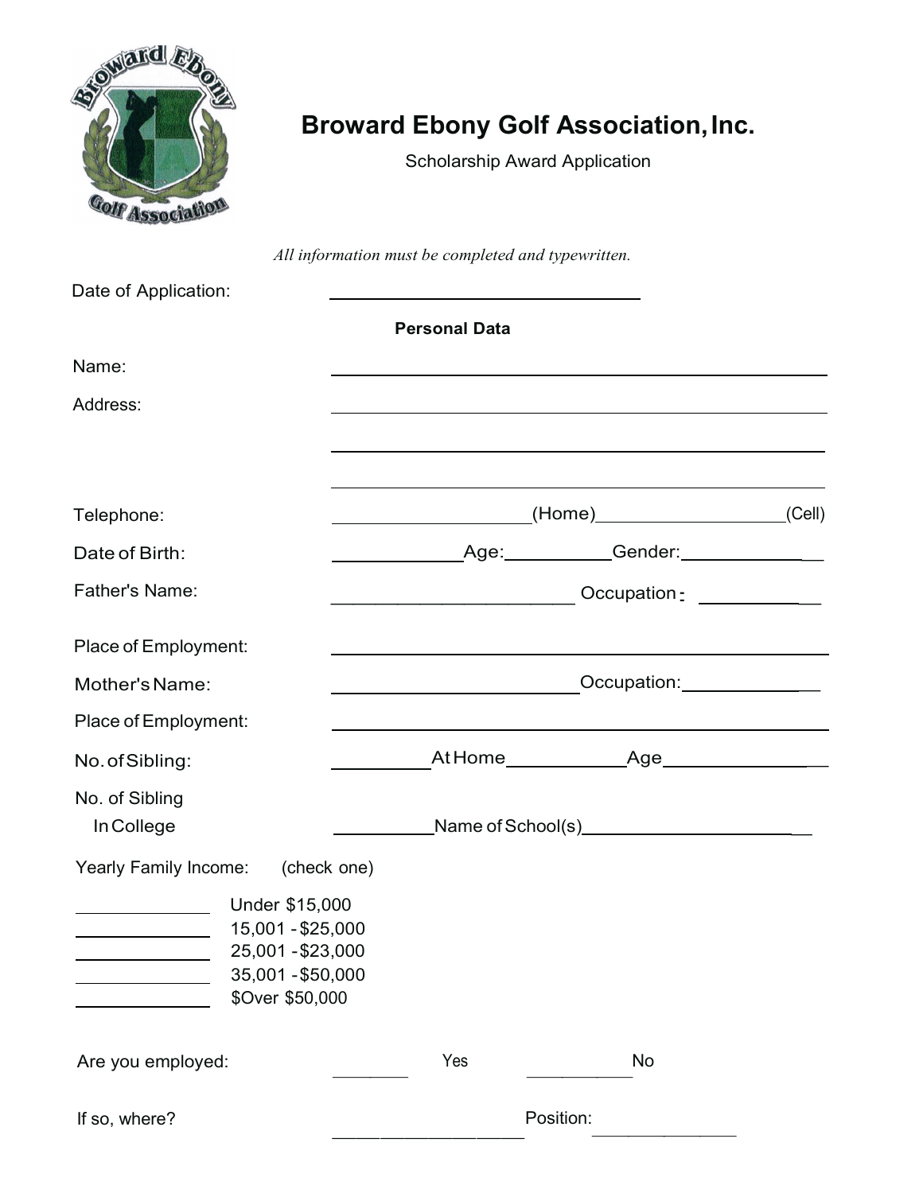# Broward Ebony Golf Association, Inc.

Scholarship Award Application

*All information must be completed and typewritten.*

Date of Application: ______________________________

**Personal Data**

Name: ______________________________

Address: ______________________________

______________________________

______________________________

Telephone: ____________________(Home)____________________(Cell)

Date of Birth: ____________Age:__________Gender:____________

Father's Name: ________________________ Occupation: ____________

Place of Employment: ______________________________

Mother's Name: ________________________Occupation:____________

Place of Employment: ______________________________

No. of Sibling: __________At Home___________Age______________

No. of Sibling In College __________Name of School(s)____________________

Yearly Family Income: (check one)

______________ Under $15,000
______________ 15,001 - $25,000
______________ 25,001 - $23,000
______________ 35,001 - $50,000
______________ $Over $50,000

Are you employed: ________ Yes ___________ No

If so, where? ____________________ Position: _______________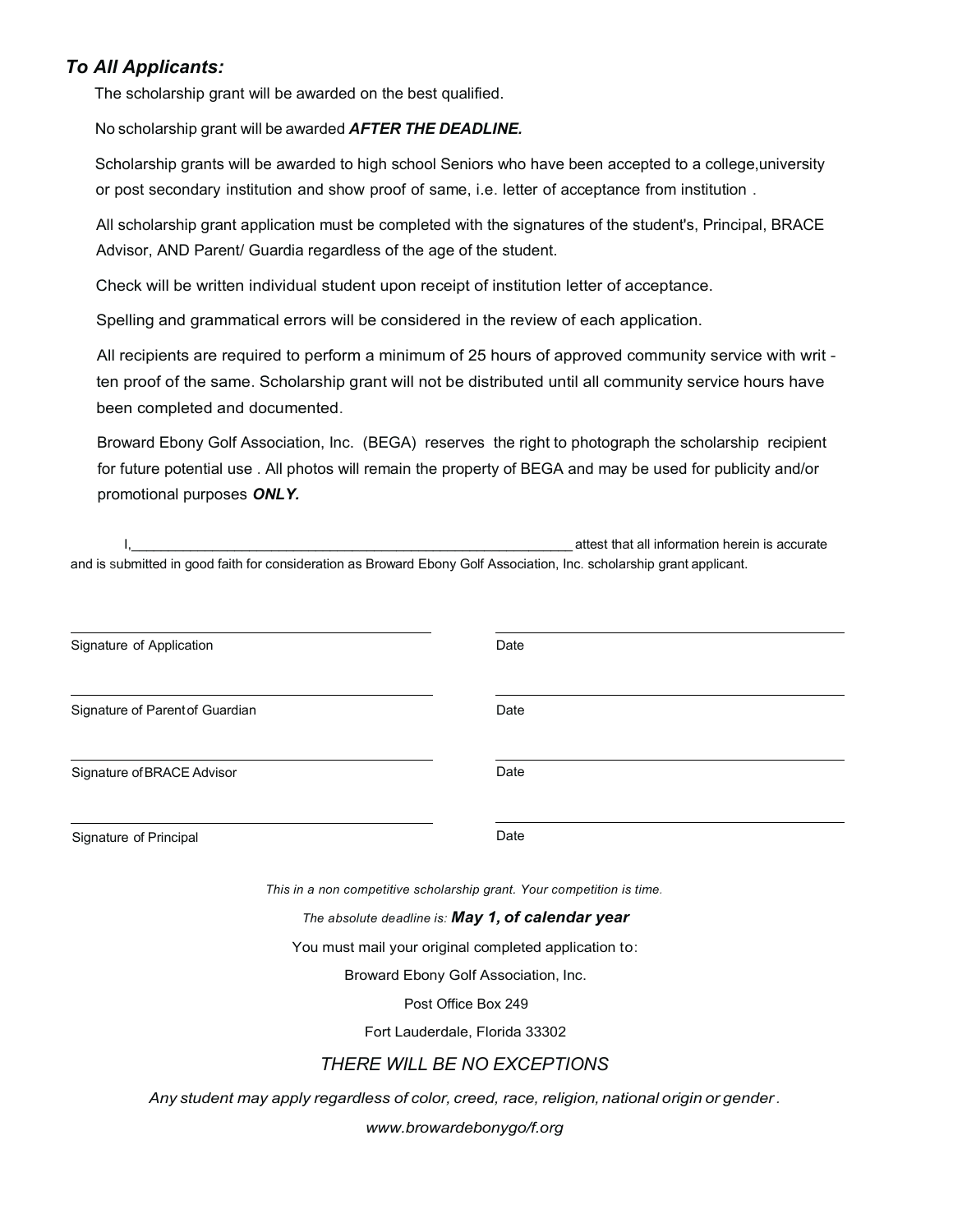## *To All Applicants:*

The scholarship grant will be awarded on the best qualified.

No scholarship grant will be awarded ***AFTER THE DEADLINE.***

Scholarship grants will be awarded to high school Seniors who have been accepted to a college,university or post secondary institution and show proof of same, i.e. letter of acceptance from institution .

All scholarship grant application must be completed with the signatures of the student's, Principal, BRACE Advisor, AND Parent/ Guardia regardless of the age of the student.

Check will be written individual student upon receipt of institution letter of acceptance.

Spelling and grammatical errors will be considered in the review of each application.

All recipients are required to perform a minimum of 25 hours of approved community service with writ - ten proof of the same. Scholarship grant will not be distributed until all community service hours have been completed and documented.

Broward Ebony Golf Association, Inc. (BEGA) reserves the right to photograph the scholarship recipient for future potential use . All photos will remain the property of BEGA and may be used for publicity and/or promotional purposes ***ONLY.***

I,____________________________________________________________ attest that all information herein is accurate and is submitted in good faith for consideration as Broward Ebony Golf Association, Inc. scholarship grant applicant.

______________________________ ______________________________
Signature of Application Date

______________________________ ______________________________
Signature of Parent of Guardian Date

______________________________ ______________________________
Signature of BRACE Advisor Date

______________________________ ______________________________
Signature of Principal Date

*This in a non competitive scholarship grant. Your competition is time.*

*The absolute deadline is:* ***May 1, of calendar year***

You must mail your original completed application to:

Broward Ebony Golf Association, Inc.

Post Office Box 249

Fort Lauderdale, Florida 33302

*THERE WILL BE NO EXCEPTIONS*

*Any student may apply regardless of color, creed, race, religion, national origin or gender.*

*www.browardebonygo/f.org*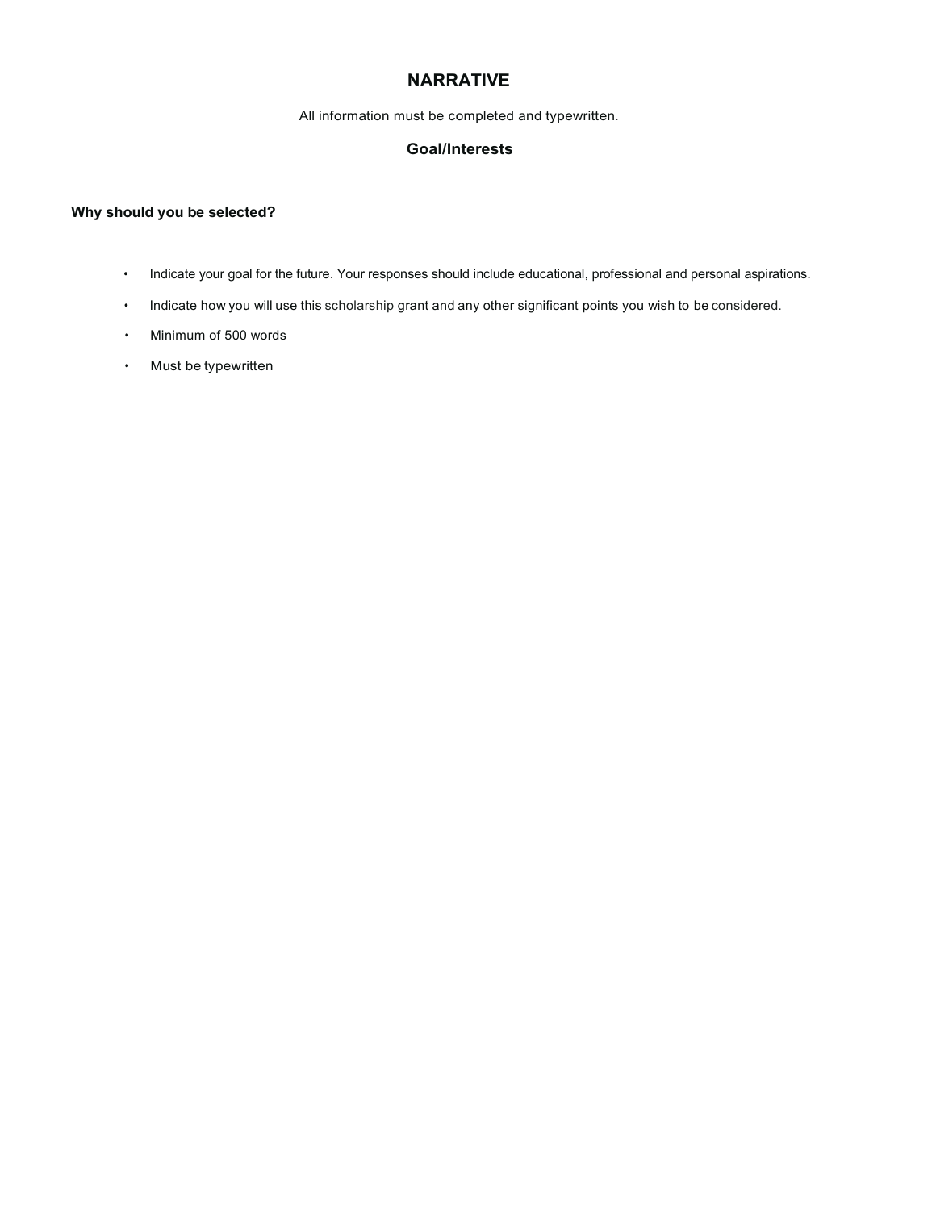# NARRATIVE

All information must be completed and typewritten.

### Goal/Interests

**Why should you be selected?**

- Indicate your goal for the future. Your responses should include educational, professional and personal aspirations.
- Indicate how you will use this scholarship grant and any other significant points you wish to be considered.
- Minimum of 500 words
- Must be typewritten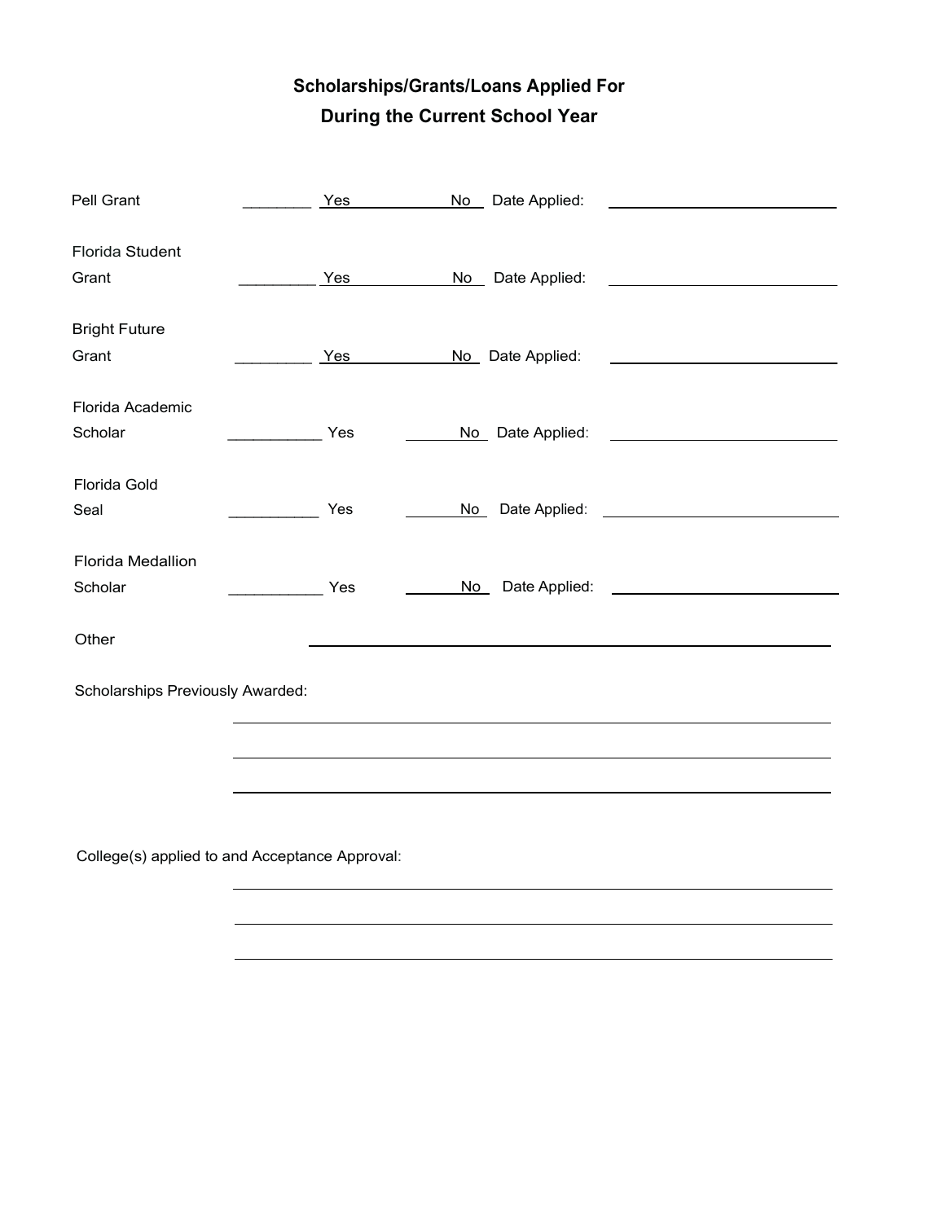## Scholarships/Grants/Loans Applied For During the Current School Year

Pell Grant ________ Yes ________ No Date Applied: ____________________

Florida Student Grant ________ Yes ________ No Date Applied: ____________________

Bright Future Grant ________ Yes ________ No Date Applied: ____________________

Florida Academic Scholar ________ Yes ________ No Date Applied: ____________________

Florida Gold Seal ________ Yes ________ No Date Applied: ____________________

Florida Medallion Scholar ________ Yes ________ No Date Applied: ____________________

Other ________________________________________

Scholarships Previously Awarded:

________________________________________

________________________________________

________________________________________

College(s) applied to and Acceptance Approval:

________________________________________

________________________________________

________________________________________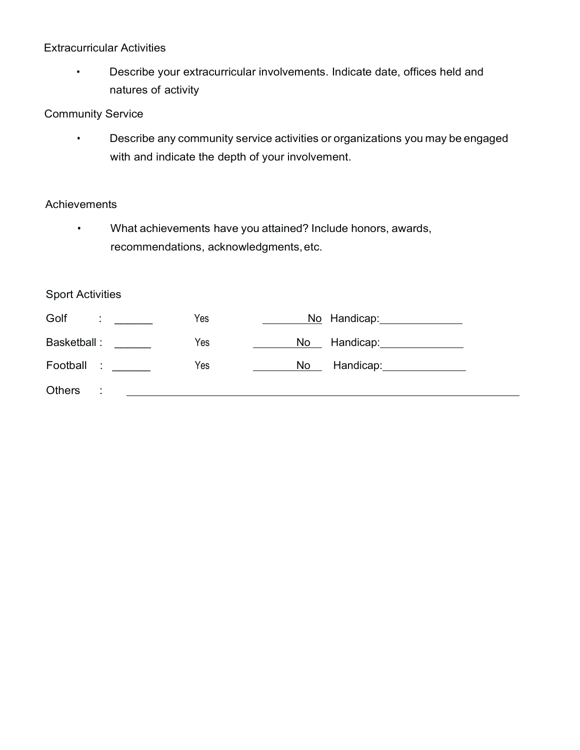Extracurricular Activities

- Describe your extracurricular involvements. Indicate date, offices held and natures of activity

Community Service

- Describe any community service activities or organizations you may be engaged with and indicate the depth of your involvement.

Achievements

- What achievements have you attained? Include honors, awards, recommendations, acknowledgments, etc.

Sport Activities

Golf : ______ Yes ________No Handicap:______________

Basketball : ______ Yes ________No Handicap:______________

Football : ______ Yes ________No Handicap:______________

Others : ______________________________________________________________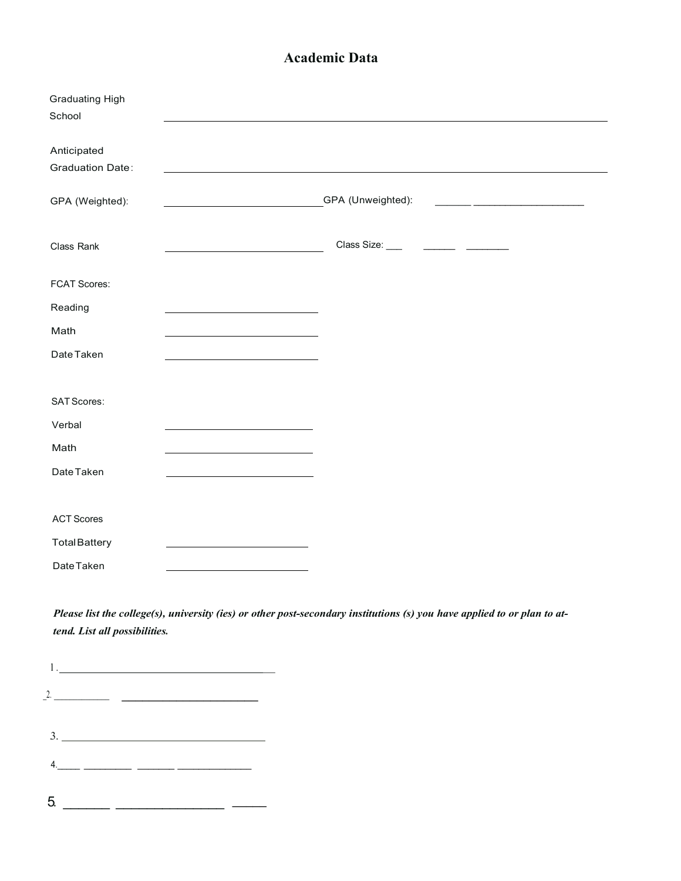# Academic Data

Graduating High School ______________________________

Anticipated Graduation Date: ______________________________

GPA (Weighted): ______________ GPA (Unweighted): ______________

Class Rank ______________ Class Size: ______________

FCAT Scores:

Reading ______________

Math ______________

Date Taken ______________

SAT Scores:

Verbal ______________

Math ______________

Date Taken ______________

ACT Scores

Total Battery ______________

Date Taken ______________

***Please list the college(s), university (ies) or other post-secondary institutions (s) you have applied to or plan to attend. List all possibilities.***

1. ______________________________
2. ______________________________
3. ______________________________
4. ______________________________
5. ______________________________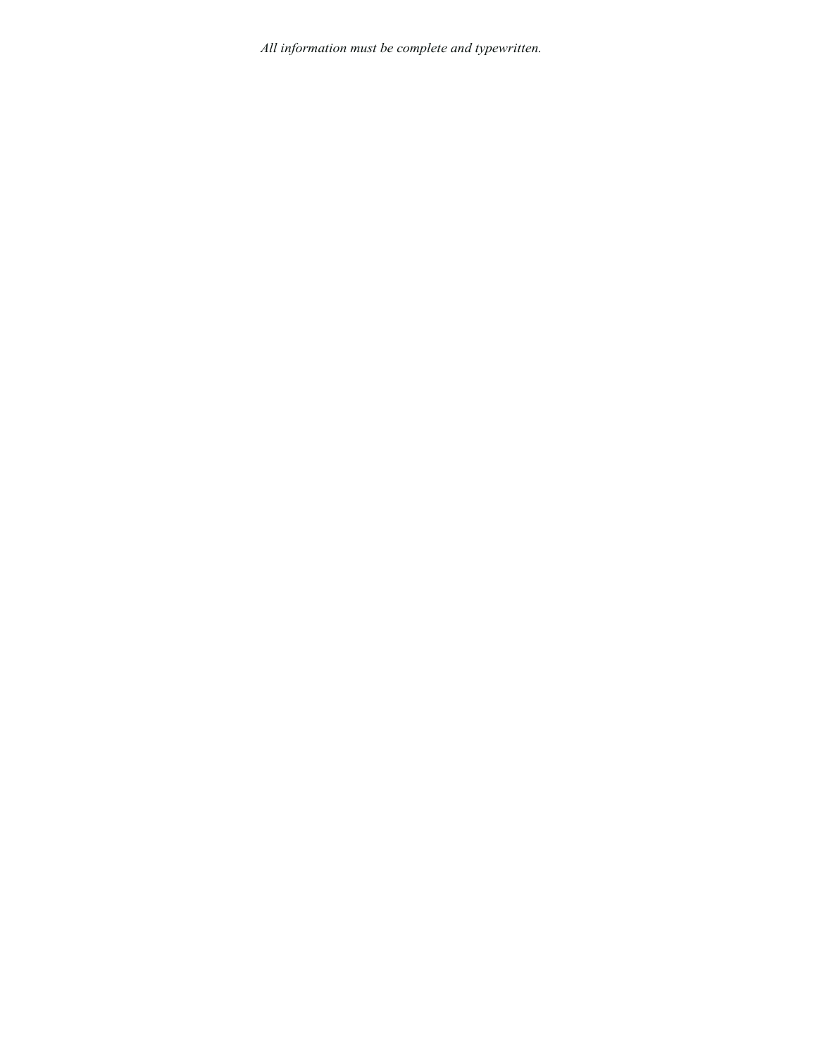*All information must be complete and typewritten.*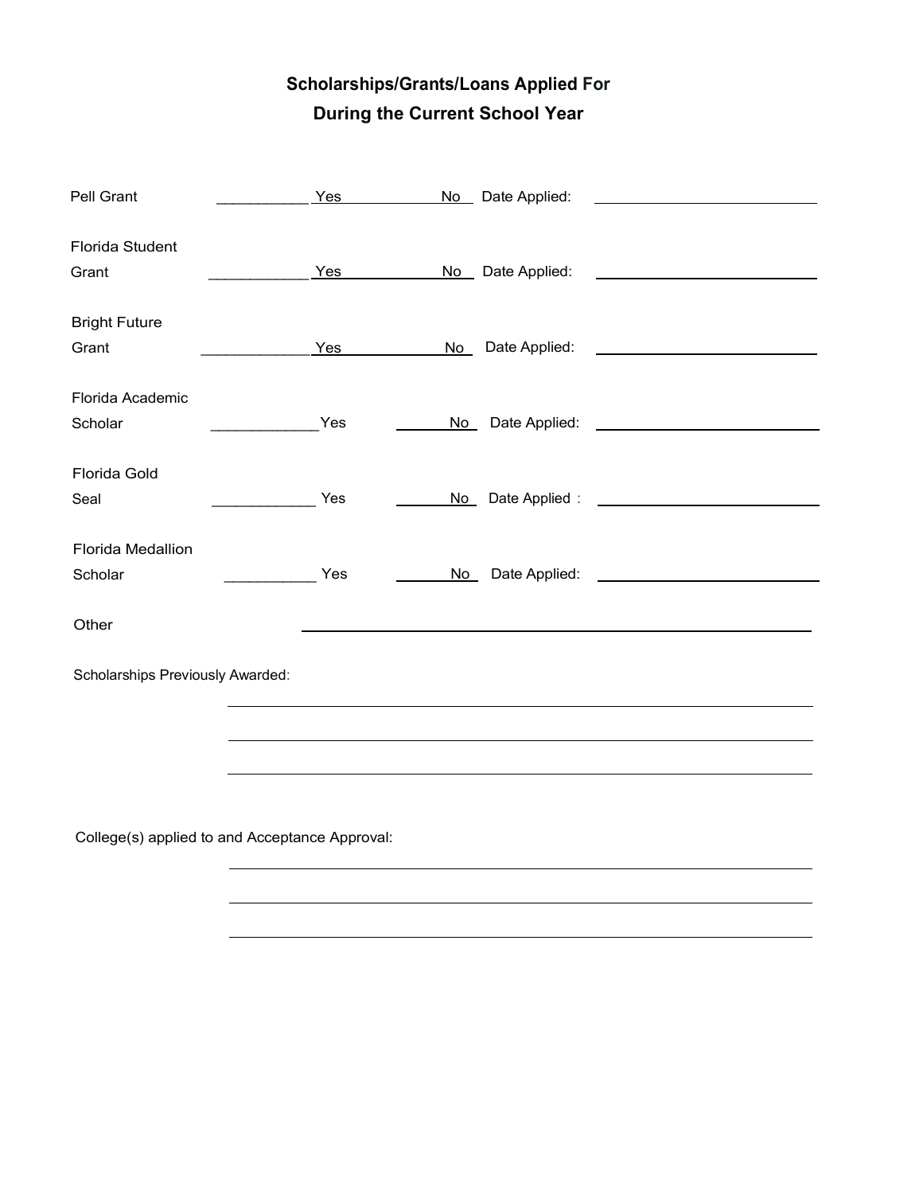## Scholarships/Grants/Loans Applied For During the Current School Year

Pell Grant ___________ Yes ___________ No Date Applied: ___________________________

Florida Student Grant ___________ Yes ___________ No Date Applied: ___________________________

Bright Future Grant ___________ Yes ___________ No Date Applied: ___________________________

Florida Academic Scholar ___________ Yes ___________ No Date Applied: ___________________________

Florida Gold Seal ___________ Yes ___________ No Date Applied: ___________________________

Florida Medallion Scholar ___________ Yes ___________ No Date Applied: ___________________________

Other ___________________________________________________________

Scholarships Previously Awarded:

___________________________________________________________

___________________________________________________________

___________________________________________________________

College(s) applied to and Acceptance Approval:

___________________________________________________________

___________________________________________________________

___________________________________________________________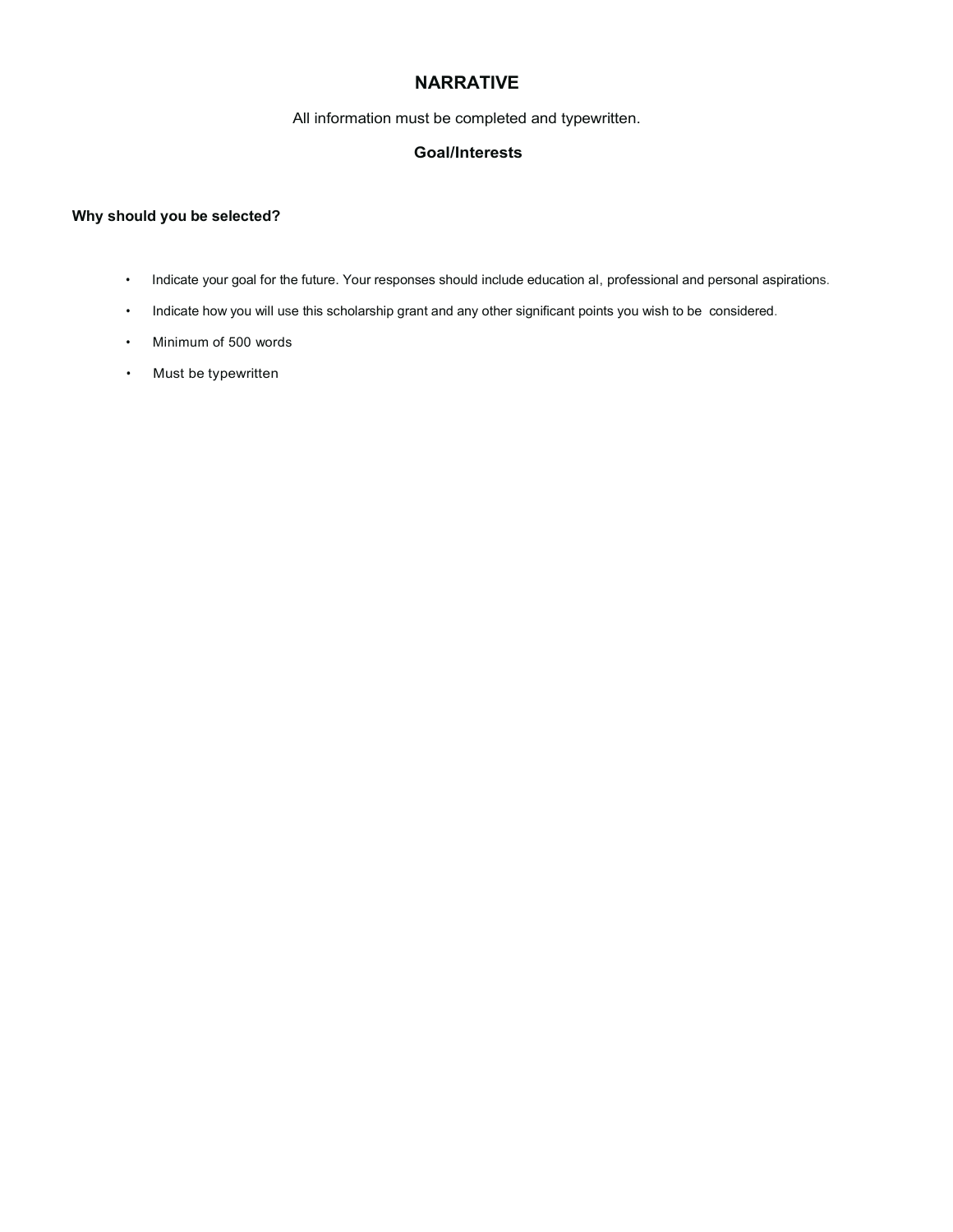# NARRATIVE

All information must be completed and typewritten.

### Goal/Interests

**Why should you be selected?**

- Indicate your goal for the future. Your responses should include education al, professional and personal aspirations.
- Indicate how you will use this scholarship grant and any other significant points you wish to be considered.
- Minimum of 500 words
- Must be typewritten